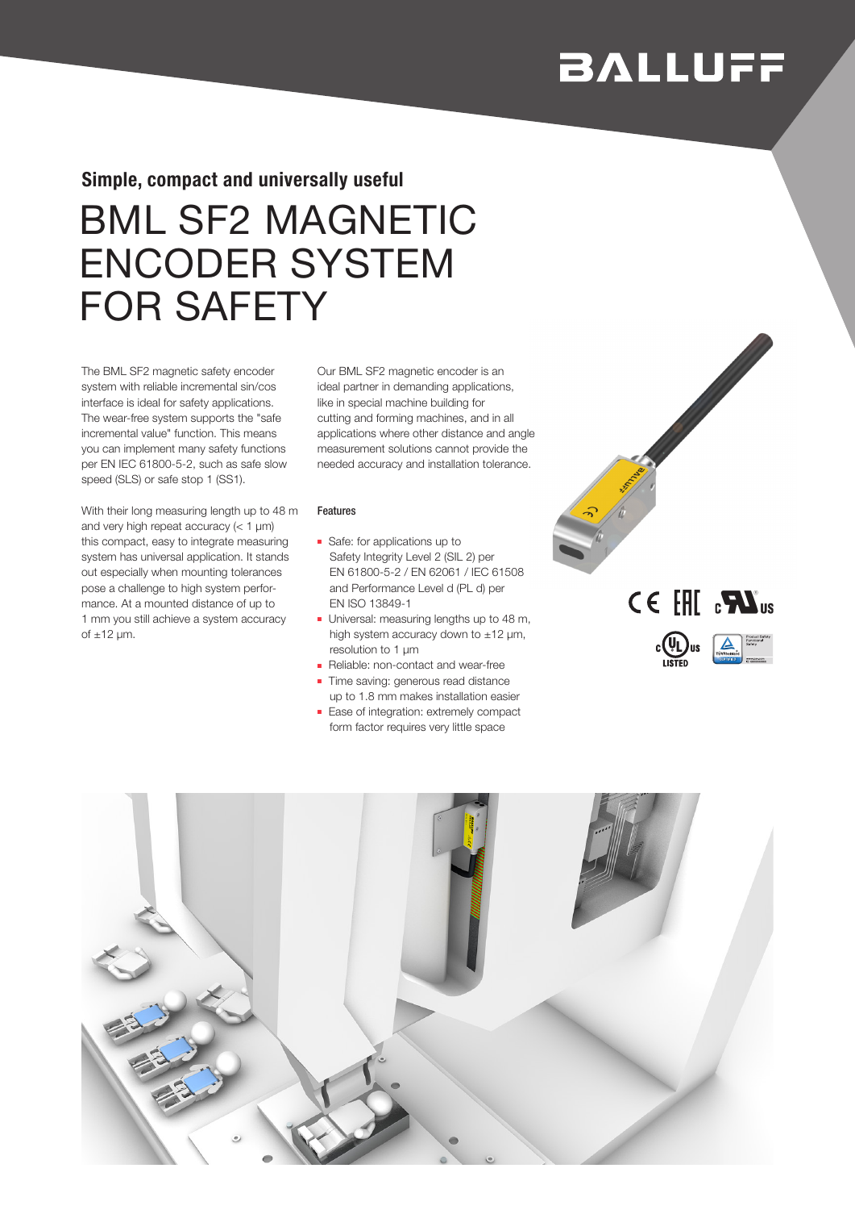BALLUFF

### Simple, compact and universally useful

# BML SF2 MAGNETIC ENCODER SYSTEM FOR SAFETY

The BML SF2 magnetic safety encoder system with reliable incremental sin/cos interface is ideal for safety applications. The wear-free system supports the "safe incremental value" function. This means you can implement many safety functions per EN IEC 61800-5-2, such as safe slow speed (SLS) or safe stop 1 (SS1).

With their long measuring length up to 48 m and very high repeat accuracy (< 1 µm) this compact, easy to integrate measuring system has universal application. It stands out especially when mounting tolerances pose a challenge to high system performance. At a mounted distance of up to 1 mm you still achieve a system accuracy of ±12 µm.

Our BML SF2 magnetic encoder is an ideal partner in demanding applications, like in special machine building for cutting and forming machines, and in all applications where other distance and angle measurement solutions cannot provide the needed accuracy and installation tolerance.

#### Features

- Safe: for applications up to Safety Integrity Level 2 (SIL 2) per EN 61800-5-2 / EN 62061 / IEC 61508 and Performance Level d (PL d) per EN ISO 13849-1
- Universal: measuring lengths up to 48 m, high system accuracy down to ±12 µm, resolution to 1 µm
- Reliable: non-contact and wear-free
- Time saving: generous read distance up to 1.8 mm makes installation easier
- Ease of integration: extremely compact form factor requires very little space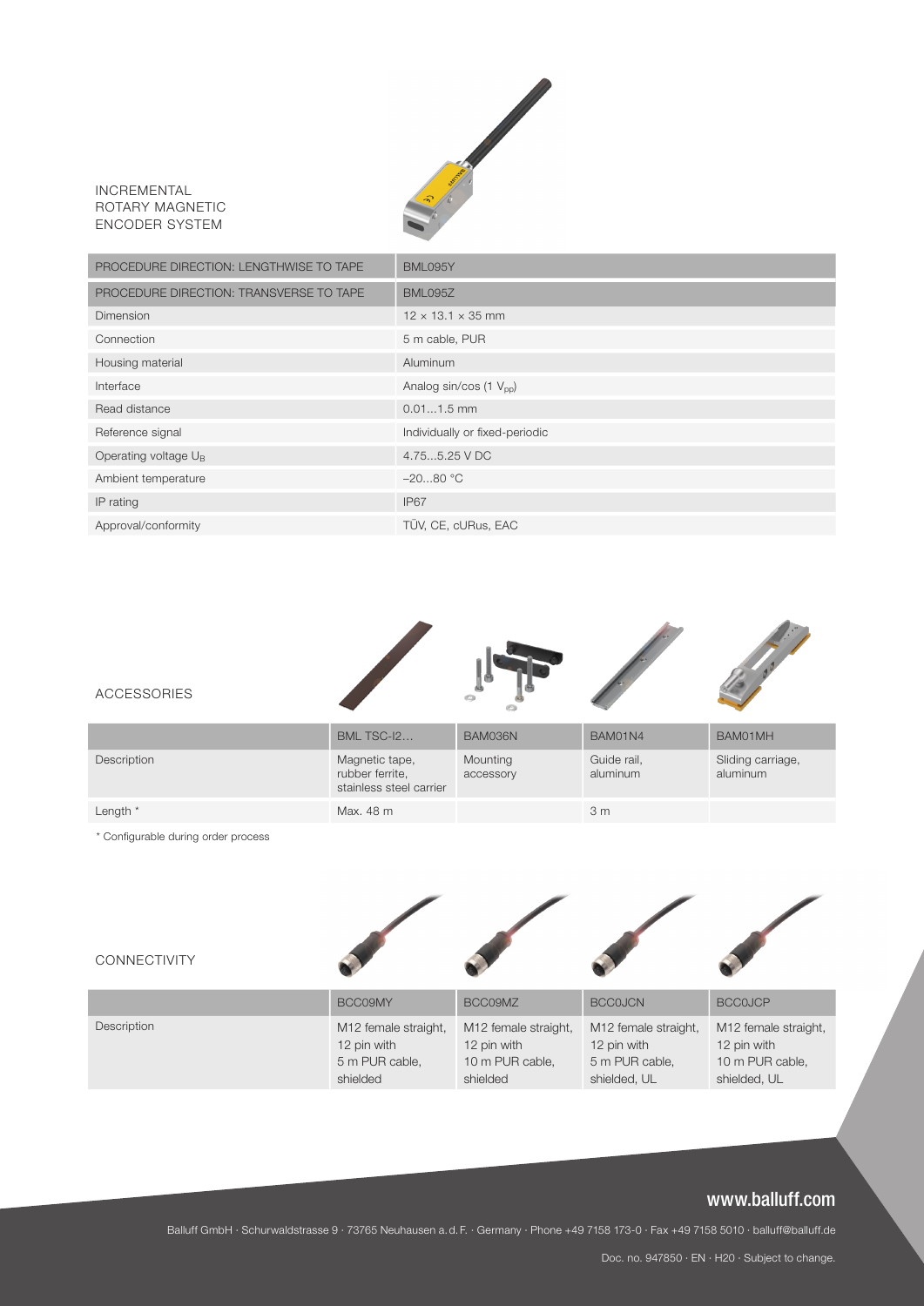INCREMENTAL
ROTARY MAGNETIC
ENCODER SYSTEM

| | |
|---|---|
| PROCEDURE DIRECTION: LENGTHWISE TO TAPE | BML095Y |
| PROCEDURE DIRECTION: TRANSVERSE TO TAPE | BML095Z |
| Dimension | 12 × 13.1 × 35 mm |
| Connection | 5 m cable, PUR |
| Housing material | Aluminum |
| Interface | Analog sin/cos (1 $V_{pp}$) |
| Read distance | 0.01...1.5 mm |
| Reference signal | Individually or fixed-periodic |
| Operating voltage $U_B$ | 4.75...5.25 V DC |
| Ambient temperature | –20...80 °C |
| IP rating | IP67 |
| Approval/conformity | TÜV, CE, cURus, EAC |

ACCESSORIES

| | BML TSC-I2… | BAM036N | BAM01N4 | BAM01MH |
|---|---|---|---|---|
| Description | Magnetic tape, rubber ferrite, stainless steel carrier | Mounting accessory | Guide rail, aluminum | Sliding carriage, aluminum |
| Length * | Max. 48 m | | 3 m | |

* Configurable during order process

CONNECTIVITY

| | BCC09MY | BCC09MZ | BCC0JCN | BCC0JCP |
|---|---|---|---|---|
| Description | M12 female straight, 12 pin with 5 m PUR cable, shielded | M12 female straight, 12 pin with 10 m PUR cable, shielded | M12 female straight, 12 pin with 5 m PUR cable, shielded, UL | M12 female straight, 12 pin with 10 m PUR cable, shielded, UL |

www.balluff.com

Balluff GmbH · Schurwaldstrasse 9 · 73765 Neuhausen a. d. F. · Germany · Phone +49 7158 173-0 · Fax +49 7158 5010 · balluff@balluff.de

Doc. no. 947850 · EN · H20 · Subject to change.